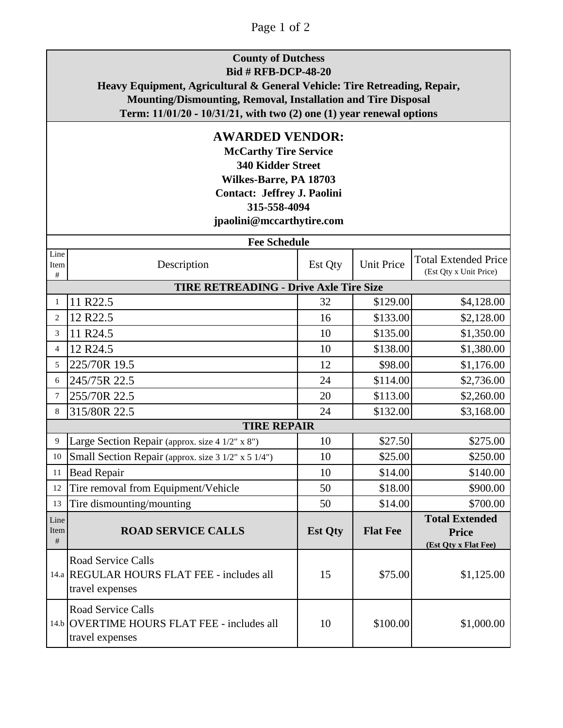**County of Dutchess**
**Bid # RFB-DCP-48-20**
**Heavy Equipment, Agricultural & General Vehicle: Tire Retreading, Repair, Mounting/Dismounting, Removal, Installation and Tire Disposal**
**Term: 11/01/20 - 10/31/21, with two (2) one (1) year renewal options**

## AWARDED VENDOR:

**McCarthy Tire Service**
**340 Kidder Street**
**Wilkes-Barre, PA 18703**
**Contact: Jeffrey J. Paolini**
**315-558-4094**
**jpaolini@mccarthytire.com**

**Fee Schedule**

| Line Item # | Description | Est Qty | Unit Price | Total Extended Price (Est Qty x Unit Price) |
|---|---|---|---|---|
| | **TIRE RETREADING - Drive Axle Tire Size** | | | |
| 1 | 11 R22.5 | 32 | $129.00 | $4,128.00 |
| 2 | 12 R22.5 | 16 | $133.00 | $2,128.00 |
| 3 | 11 R24.5 | 10 | $135.00 | $1,350.00 |
| 4 | 12 R24.5 | 10 | $138.00 | $1,380.00 |
| 5 | 225/70R 19.5 | 12 | $98.00 | $1,176.00 |
| 6 | 245/75R 22.5 | 24 | $114.00 | $2,736.00 |
| 7 | 255/70R 22.5 | 20 | $113.00 | $2,260.00 |
| 8 | 315/80R 22.5 | 24 | $132.00 | $3,168.00 |
| | **TIRE REPAIR** | | | |
| 9 | Large Section Repair (approx. size 4 1/2" x 8") | 10 | $27.50 | $275.00 |
| 10 | Small Section Repair (approx. size 3 1/2" x 5 1/4") | 10 | $25.00 | $250.00 |
| 11 | Bead Repair | 10 | $14.00 | $140.00 |
| 12 | Tire removal from Equipment/Vehicle | 50 | $18.00 | $900.00 |
| 13 | Tire dismounting/mounting | 50 | $14.00 | $700.00 |
| **Line Item #** | **ROAD SERVICE CALLS** | **Est Qty** | **Flat Fee** | **Total Extended Price (Est Qty x Flat Fee)** |
| 14.a | Road Service Calls REGULAR HOURS FLAT FEE - includes all travel expenses | 15 | $75.00 | $1,125.00 |
| 14.b | Road Service Calls OVERTIME HOURS FLAT FEE - includes all travel expenses | 10 | $100.00 | $1,000.00 |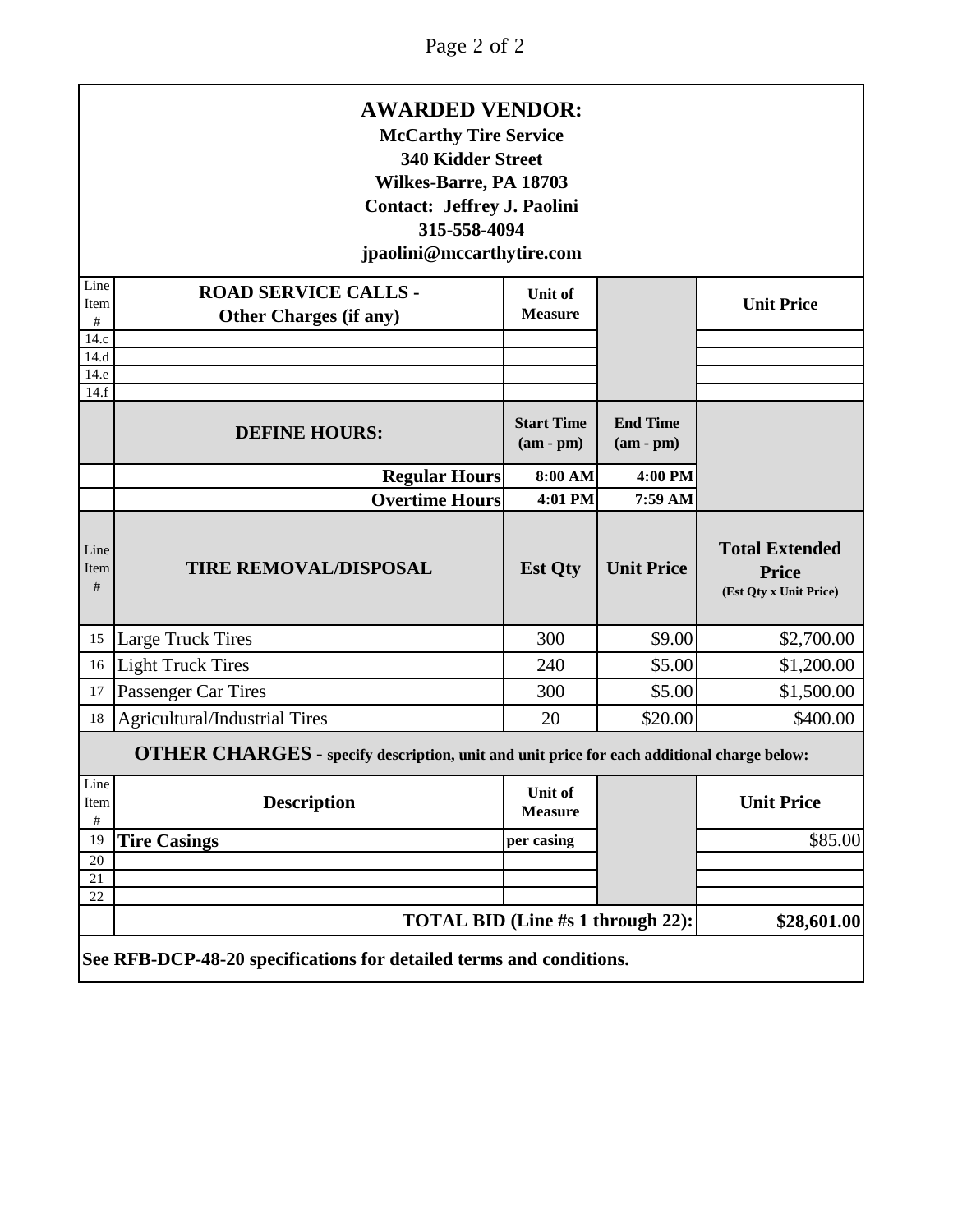**AWARDED VENDOR:**
**McCarthy Tire Service**
**340 Kidder Street**
**Wilkes-Barre, PA 18703**
**Contact: Jeffrey J. Paolini**
**315-558-4094**
**jpaolini@mccarthytire.com**

| Line Item # | ROAD SERVICE CALLS - Other Charges (if any) | Unit of Measure | | Unit Price |
|---|---|---|---|---|
| 14.c | | | | |
| 14.d | | | | |
| 14.e | | | | |
| 14.f | | | | |
| | **DEFINE HOURS:** | **Start Time (am - pm)** | **End Time (am - pm)** | |
| | **Regular Hours** | **8:00 AM** | **4:00 PM** | |
| | **Overtime Hours** | **4:01 PM** | **7:59 AM** | |

| Line Item # | TIRE REMOVAL/DISPOSAL | Est Qty | Unit Price | Total Extended Price (Est Qty x Unit Price) |
|---|---|---|---|---|
| 15 | Large Truck Tires | 300 | $9.00 | $2,700.00 |
| 16 | Light Truck Tires | 240 | $5.00 | $1,200.00 |
| 17 | Passenger Car Tires | 300 | $5.00 | $1,500.00 |
| 18 | Agricultural/Industrial Tires | 20 | $20.00 | $400.00 |

**OTHER CHARGES - specify description, unit and unit price for each additional charge below:**

| Line Item # | Description | Unit of Measure | | Unit Price |
|---|---|---|---|---|
| 19 | **Tire Casings** | **per casing** | | $85.00 |
| 20 | | | | |
| 21 | | | | |
| 22 | | | | |
| | **TOTAL BID (Line #s 1 through 22):** | | | **$28,601.00** |

**See RFB-DCP-48-20 specifications for detailed terms and conditions.**